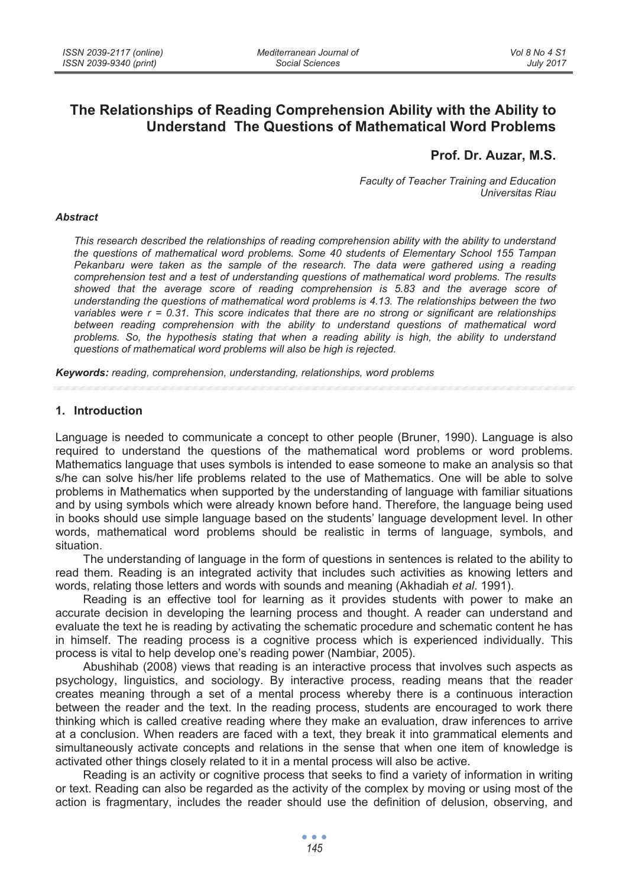# The Relationships of Reading Comprehension Ability with the Ability to Understand The Questions of Mathematical Word Problems

**Prof. Dr. Auzar, M.S.**

*Faculty of Teacher Training and Education*
*Universitas Riau*

### *Abstract*

*This research described the relationships of reading comprehension ability with the ability to understand the questions of mathematical word problems. Some 40 students of Elementary School 155 Tampan Pekanbaru were taken as the sample of the research. The data were gathered using a reading comprehension test and a test of understanding questions of mathematical word problems. The results showed that the average score of reading comprehension is 5.83 and the average score of understanding the questions of mathematical word problems is 4.13. The relationships between the two variables were r = 0.31. This score indicates that there are no strong or significant are relationships between reading comprehension with the ability to understand questions of mathematical word problems. So, the hypothesis stating that when a reading ability is high, the ability to understand questions of mathematical word problems will also be high is rejected.*

***Keywords:*** *reading, comprehension, understanding, relationships, word problems*

## 1. Introduction

Language is needed to communicate a concept to other people (Bruner, 1990). Language is also required to understand the questions of the mathematical word problems or word problems. Mathematics language that uses symbols is intended to ease someone to make an analysis so that s/he can solve his/her life problems related to the use of Mathematics. One will be able to solve problems in Mathematics when supported by the understanding of language with familiar situations and by using symbols which were already known before hand. Therefore, the language being used in books should use simple language based on the students' language development level. In other words, mathematical word problems should be realistic in terms of language, symbols, and situation.

The understanding of language in the form of questions in sentences is related to the ability to read them. Reading is an integrated activity that includes such activities as knowing letters and words, relating those letters and words with sounds and meaning (Akhadiah *et al*. 1991).

Reading is an effective tool for learning as it provides students with power to make an accurate decision in developing the learning process and thought. A reader can understand and evaluate the text he is reading by activating the schematic procedure and schematic content he has in himself. The reading process is a cognitive process which is experienced individually. This process is vital to help develop one's reading power (Nambiar, 2005).

Abushihab (2008) views that reading is an interactive process that involves such aspects as psychology, linguistics, and sociology. By interactive process, reading means that the reader creates meaning through a set of a mental process whereby there is a continuous interaction between the reader and the text. In the reading process, students are encouraged to work there thinking which is called creative reading where they make an evaluation, draw inferences to arrive at a conclusion. When readers are faced with a text, they break it into grammatical elements and simultaneously activate concepts and relations in the sense that when one item of knowledge is activated other things closely related to it in a mental process will also be active.

Reading is an activity or cognitive process that seeks to find a variety of information in writing or text. Reading can also be regarded as the activity of the complex by moving or using most of the action is fragmentary, includes the reader should use the definition of delusion, observing, and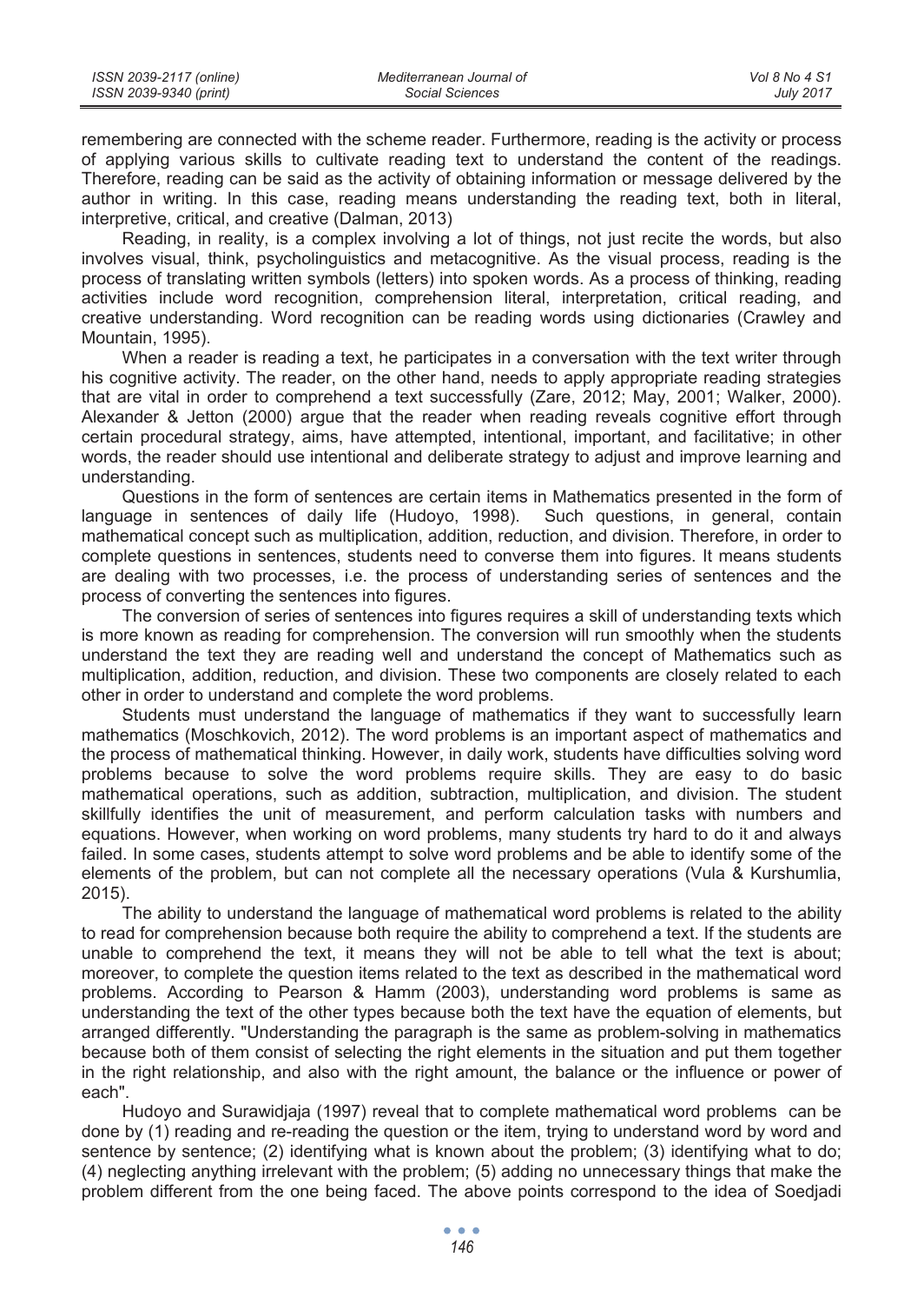remembering are connected with the scheme reader. Furthermore, reading is the activity or process of applying various skills to cultivate reading text to understand the content of the readings. Therefore, reading can be said as the activity of obtaining information or message delivered by the author in writing. In this case, reading means understanding the reading text, both in literal, interpretive, critical, and creative (Dalman, 2013)

Reading, in reality, is a complex involving a lot of things, not just recite the words, but also involves visual, think, psycholinguistics and metacognitive. As the visual process, reading is the process of translating written symbols (letters) into spoken words. As a process of thinking, reading activities include word recognition, comprehension literal, interpretation, critical reading, and creative understanding. Word recognition can be reading words using dictionaries (Crawley and Mountain, 1995).

When a reader is reading a text, he participates in a conversation with the text writer through his cognitive activity. The reader, on the other hand, needs to apply appropriate reading strategies that are vital in order to comprehend a text successfully (Zare, 2012; May, 2001; Walker, 2000). Alexander & Jetton (2000) argue that the reader when reading reveals cognitive effort through certain procedural strategy, aims, have attempted, intentional, important, and facilitative; in other words, the reader should use intentional and deliberate strategy to adjust and improve learning and understanding.

Questions in the form of sentences are certain items in Mathematics presented in the form of language in sentences of daily life (Hudoyo, 1998). Such questions, in general, contain mathematical concept such as multiplication, addition, reduction, and division. Therefore, in order to complete questions in sentences, students need to converse them into figures. It means students are dealing with two processes, i.e. the process of understanding series of sentences and the process of converting the sentences into figures.

The conversion of series of sentences into figures requires a skill of understanding texts which is more known as reading for comprehension. The conversion will run smoothly when the students understand the text they are reading well and understand the concept of Mathematics such as multiplication, addition, reduction, and division. These two components are closely related to each other in order to understand and complete the word problems.

Students must understand the language of mathematics if they want to successfully learn mathematics (Moschkovich, 2012). The word problems is an important aspect of mathematics and the process of mathematical thinking. However, in daily work, students have difficulties solving word problems because to solve the word problems require skills. They are easy to do basic mathematical operations, such as addition, subtraction, multiplication, and division. The student skillfully identifies the unit of measurement, and perform calculation tasks with numbers and equations. However, when working on word problems, many students try hard to do it and always failed. In some cases, students attempt to solve word problems and be able to identify some of the elements of the problem, but can not complete all the necessary operations (Vula & Kurshumlia, 2015).

The ability to understand the language of mathematical word problems is related to the ability to read for comprehension because both require the ability to comprehend a text. If the students are unable to comprehend the text, it means they will not be able to tell what the text is about; moreover, to complete the question items related to the text as described in the mathematical word problems. According to Pearson & Hamm (2003), understanding word problems is same as understanding the text of the other types because both the text have the equation of elements, but arranged differently. "Understanding the paragraph is the same as problem-solving in mathematics because both of them consist of selecting the right elements in the situation and put them together in the right relationship, and also with the right amount, the balance or the influence or power of each".

Hudoyo and Surawidjaja (1997) reveal that to complete mathematical word problems can be done by (1) reading and re-reading the question or the item, trying to understand word by word and sentence by sentence; (2) identifying what is known about the problem; (3) identifying what to do; (4) neglecting anything irrelevant with the problem; (5) adding no unnecessary things that make the problem different from the one being faced. The above points correspond to the idea of Soedjadi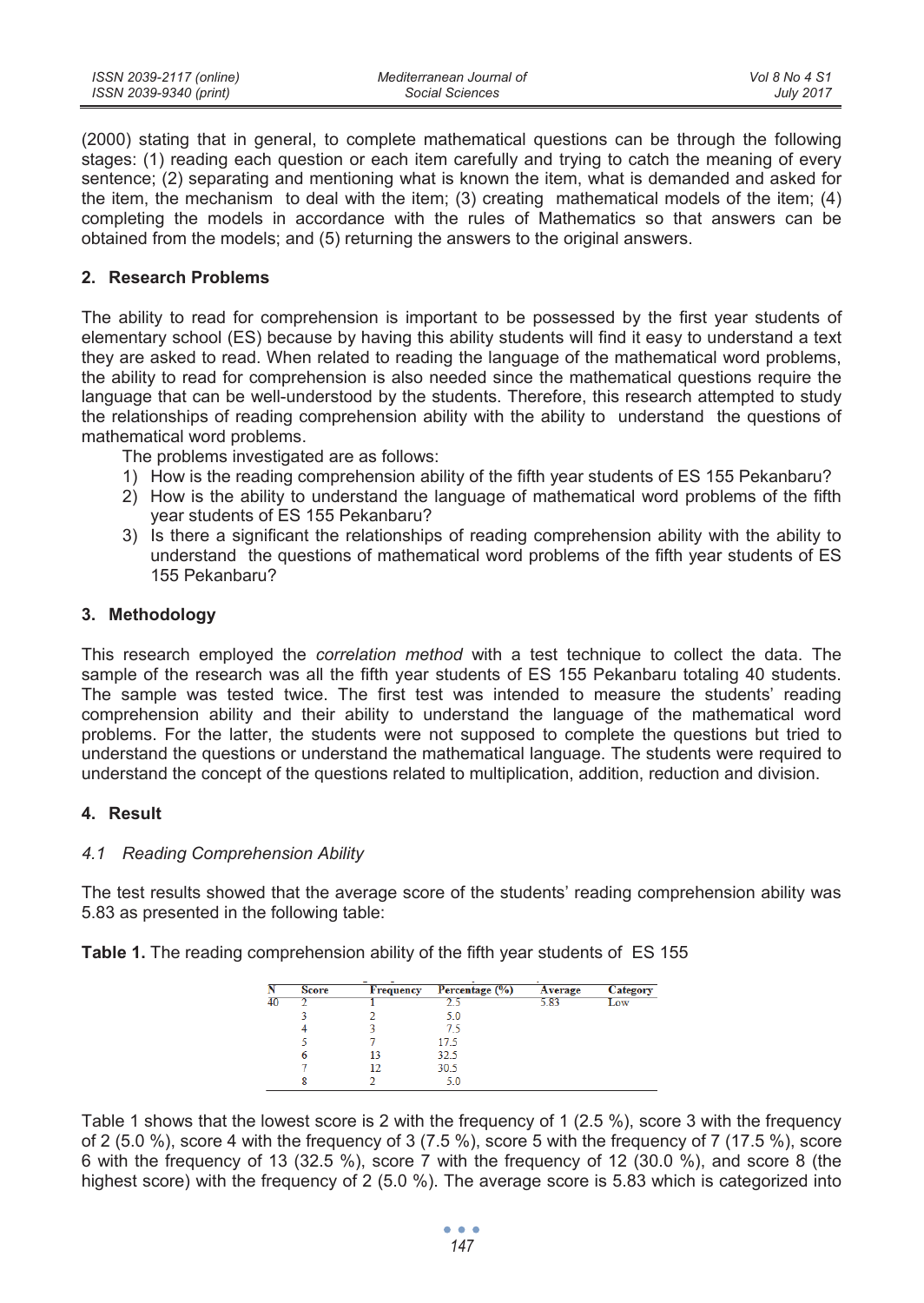(2000) stating that in general, to complete mathematical questions can be through the following stages: (1) reading each question or each item carefully and trying to catch the meaning of every sentence; (2) separating and mentioning what is known the item, what is demanded and asked for the item, the mechanism to deal with the item; (3) creating mathematical models of the item; (4) completing the models in accordance with the rules of Mathematics so that answers can be obtained from the models; and (5) returning the answers to the original answers.

## 2. Research Problems

The ability to read for comprehension is important to be possessed by the first year students of elementary school (ES) because by having this ability students will find it easy to understand a text they are asked to read. When related to reading the language of the mathematical word problems, the ability to read for comprehension is also needed since the mathematical questions require the language that can be well-understood by the students. Therefore, this research attempted to study the relationships of reading comprehension ability with the ability to understand the questions of mathematical word problems.

The problems investigated are as follows:

1) How is the reading comprehension ability of the fifth year students of ES 155 Pekanbaru?
2) How is the ability to understand the language of mathematical word problems of the fifth year students of ES 155 Pekanbaru?
3) Is there a significant the relationships of reading comprehension ability with the ability to understand the questions of mathematical word problems of the fifth year students of ES 155 Pekanbaru?

## 3. Methodology

This research employed the *correlation method* with a test technique to collect the data. The sample of the research was all the fifth year students of ES 155 Pekanbaru totaling 40 students. The sample was tested twice. The first test was intended to measure the students' reading comprehension ability and their ability to understand the language of the mathematical word problems. For the latter, the students were not supposed to complete the questions but tried to understand the questions or understand the mathematical language. The students were required to understand the concept of the questions related to multiplication, addition, reduction and division.

## 4. Result

### *4.1 Reading Comprehension Ability*

The test results showed that the average score of the students' reading comprehension ability was 5.83 as presented in the following table:

**Table 1.** The reading comprehension ability of the fifth year students of ES 155

| N | Score | Frequency | Percentage (%) | Average | Category |
|---|---|---|---|---|---|
| 40 | 2 | 1 | 2.5 | 5.83 | Low |
| | 3 | 2 | 5.0 | | |
| | 4 | 3 | 7.5 | | |
| | 5 | 7 | 17.5 | | |
| | 6 | 13 | 32.5 | | |
| | 7 | 12 | 30.5 | | |
| | 8 | 2 | 5.0 | | |

Table 1 shows that the lowest score is 2 with the frequency of 1 (2.5 %), score 3 with the frequency of 2 (5.0 %), score 4 with the frequency of 3 (7.5 %), score 5 with the frequency of 7 (17.5 %), score 6 with the frequency of 13 (32.5 %), score 7 with the frequency of 12 (30.0 %), and score 8 (the highest score) with the frequency of 2 (5.0 %). The average score is 5.83 which is categorized into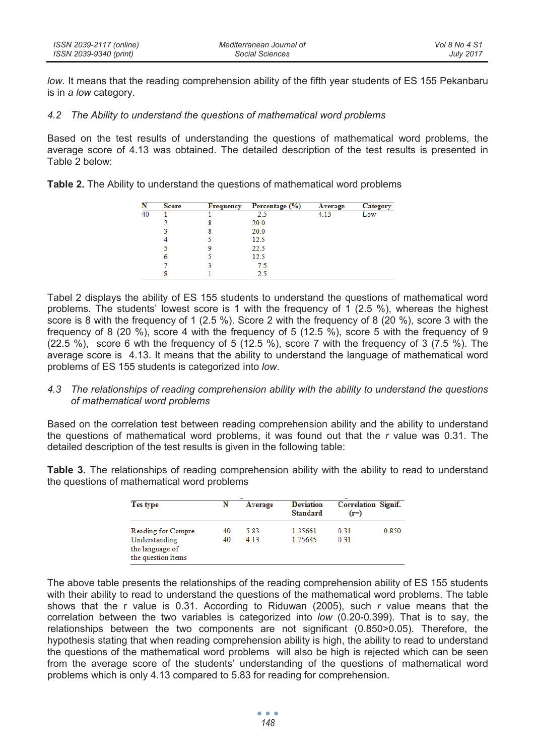*low*. It means that the reading comprehension ability of the fifth year students of ES 155 Pekanbaru is in *a low* category.

### *4.2 The Ability to understand the questions of mathematical word problems*

Based on the test results of understanding the questions of mathematical word problems, the average score of 4.13 was obtained. The detailed description of the test results is presented in Table 2 below:

**Table 2.** The Ability to understand the questions of mathematical word problems

| N | Score | Frequency | Percentage (%) | Average | Category |
|---|---|---|---|---|---|
| 40 | 1 | 1 | 2.5 | 4.13 | Low |
| | 2 | 8 | 20.0 | | |
| | 3 | 8 | 20.0 | | |
| | 4 | 5 | 12.5 | | |
| | 5 | 9 | 22.5 | | |
| | 6 | 5 | 12.5 | | |
| | 7 | 3 | 7.5 | | |
| | 8 | 1 | 2.5 | | |

Tabel 2 displays the ability of ES 155 students to understand the questions of mathematical word problems. The students' lowest score is 1 with the frequency of 1 (2.5 %), whereas the highest score is 8 with the frequency of 1 (2.5 %). Score 2 with the frequency of 8 (20 %), score 3 with the frequency of 8 (20 %), score 4 with the frequency of 5 (12.5 %), score 5 with the frequency of 9 (22.5 %), score 6 wth the frequency of 5 (12.5 %), score 7 with the frequency of 3 (7.5 %). The average score is 4.13. It means that the ability to understand the language of mathematical word problems of ES 155 students is categorized into *low*.

### *4.3 The relationships of reading comprehension ability with the ability to understand the questions of mathematical word problems*

Based on the correlation test between reading comprehension ability and the ability to understand the questions of mathematical word problems, it was found out that the *r* value was 0.31. The detailed description of the test results is given in the following table:

**Table 3.** The relationships of reading comprehension ability with the ability to read to understand the questions of mathematical word problems

| Tes type | N | Average | Deviation Standard | Correlation (r=) | Signif. |
|---|---|---|---|---|---|
| Reading for Compre. | 40 | 5.83 | 1.35661 | 0.31 | 0.850 |
| Understanding the language of the question items | 40 | 4.13 | 1.75685 | 0.31 | |

The above table presents the relationships of the reading comprehension ability of ES 155 students with their ability to read to understand the questions of the mathematical word problems. The table shows that the r value is 0.31. According to Riduwan (2005), such *r* value means that the correlation between the two variables is categorized into *low* (0.20-0.399). That is to say, the relationships between the two components are not significant (0.850>0.05). Therefore, the hypothesis stating that when reading comprehension ability is high, the ability to read to understand the questions of the mathematical word problems will also be high is rejected which can be seen from the average score of the students' understanding of the questions of mathematical word problems which is only 4.13 compared to 5.83 for reading for comprehension.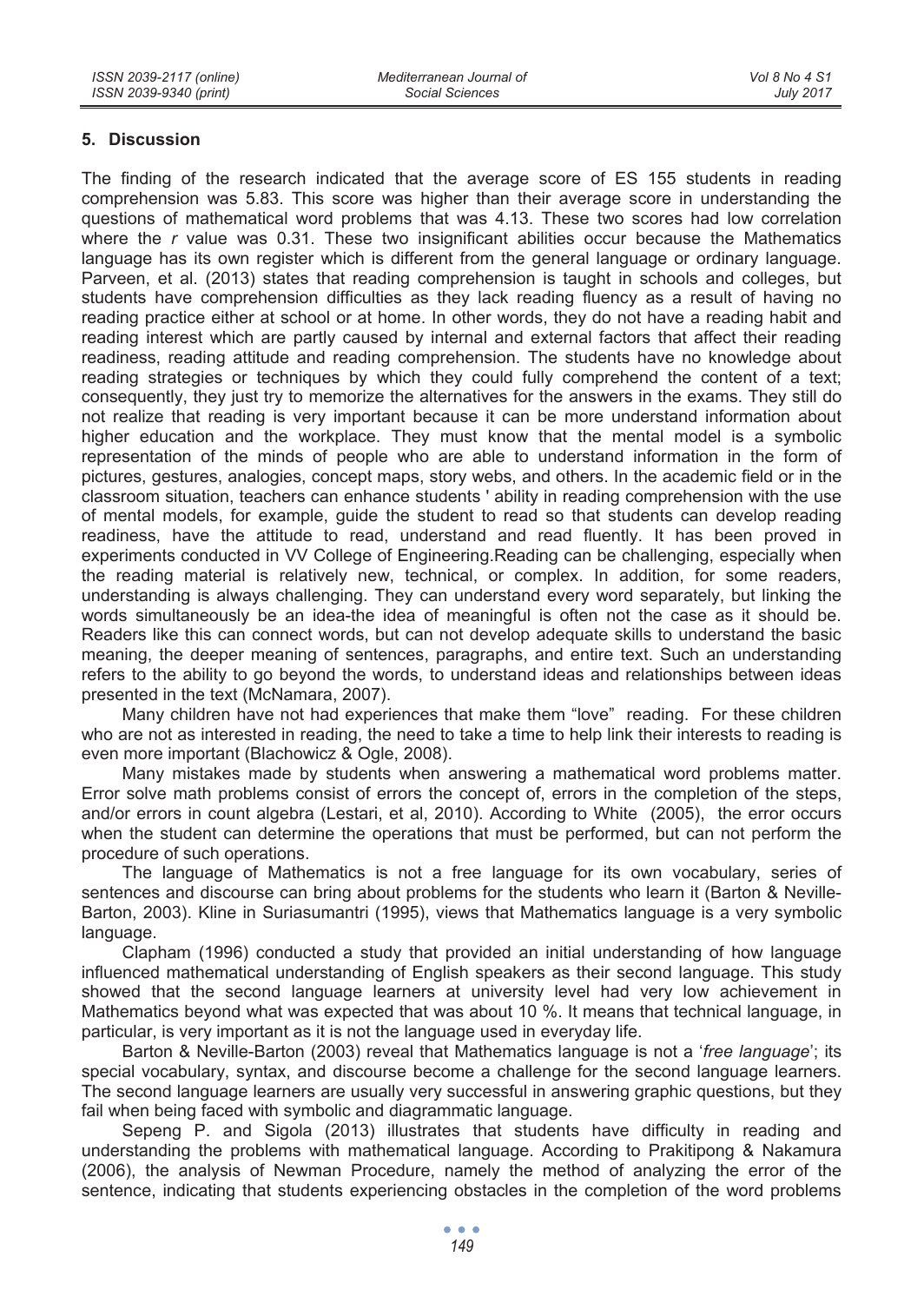## 5. Discussion

The finding of the research indicated that the average score of ES 155 students in reading comprehension was 5.83. This score was higher than their average score in understanding the questions of mathematical word problems that was 4.13. These two scores had low correlation where the *r* value was 0.31. These two insignificant abilities occur because the Mathematics language has its own register which is different from the general language or ordinary language. Parveen, et al. (2013) states that reading comprehension is taught in schools and colleges, but students have comprehension difficulties as they lack reading fluency as a result of having no reading practice either at school or at home. In other words, they do not have a reading habit and reading interest which are partly caused by internal and external factors that affect their reading readiness, reading attitude and reading comprehension. The students have no knowledge about reading strategies or techniques by which they could fully comprehend the content of a text; consequently, they just try to memorize the alternatives for the answers in the exams. They still do not realize that reading is very important because it can be more understand information about higher education and the workplace. They must know that the mental model is a symbolic representation of the minds of people who are able to understand information in the form of pictures, gestures, analogies, concept maps, story webs, and others. In the academic field or in the classroom situation, teachers can enhance students ' ability in reading comprehension with the use of mental models, for example, guide the student to read so that students can develop reading readiness, have the attitude to read, understand and read fluently. It has been proved in experiments conducted in VV College of Engineering.Reading can be challenging, especially when the reading material is relatively new, technical, or complex. In addition, for some readers, understanding is always challenging. They can understand every word separately, but linking the words simultaneously be an idea-the idea of meaningful is often not the case as it should be. Readers like this can connect words, but can not develop adequate skills to understand the basic meaning, the deeper meaning of sentences, paragraphs, and entire text. Such an understanding refers to the ability to go beyond the words, to understand ideas and relationships between ideas presented in the text (McNamara, 2007).

Many children have not had experiences that make them "love" reading. For these children who are not as interested in reading, the need to take a time to help link their interests to reading is even more important (Blachowicz & Ogle, 2008).

Many mistakes made by students when answering a mathematical word problems matter. Error solve math problems consist of errors the concept of, errors in the completion of the steps, and/or errors in count algebra (Lestari, et al, 2010). According to White (2005), the error occurs when the student can determine the operations that must be performed, but can not perform the procedure of such operations.

The language of Mathematics is not a free language for its own vocabulary, series of sentences and discourse can bring about problems for the students who learn it (Barton & Neville-Barton, 2003). Kline in Suriasumantri (1995), views that Mathematics language is a very symbolic language.

Clapham (1996) conducted a study that provided an initial understanding of how language influenced mathematical understanding of English speakers as their second language. This study showed that the second language learners at university level had very low achievement in Mathematics beyond what was expected that was about 10 %. It means that technical language, in particular, is very important as it is not the language used in everyday life.

Barton & Neville-Barton (2003) reveal that Mathematics language is not a '*free language*'; its special vocabulary, syntax, and discourse become a challenge for the second language learners. The second language learners are usually very successful in answering graphic questions, but they fail when being faced with symbolic and diagrammatic language.

Sepeng P. and Sigola (2013) illustrates that students have difficulty in reading and understanding the problems with mathematical language. According to Prakitipong & Nakamura (2006), the analysis of Newman Procedure, namely the method of analyzing the error of the sentence, indicating that students experiencing obstacles in the completion of the word problems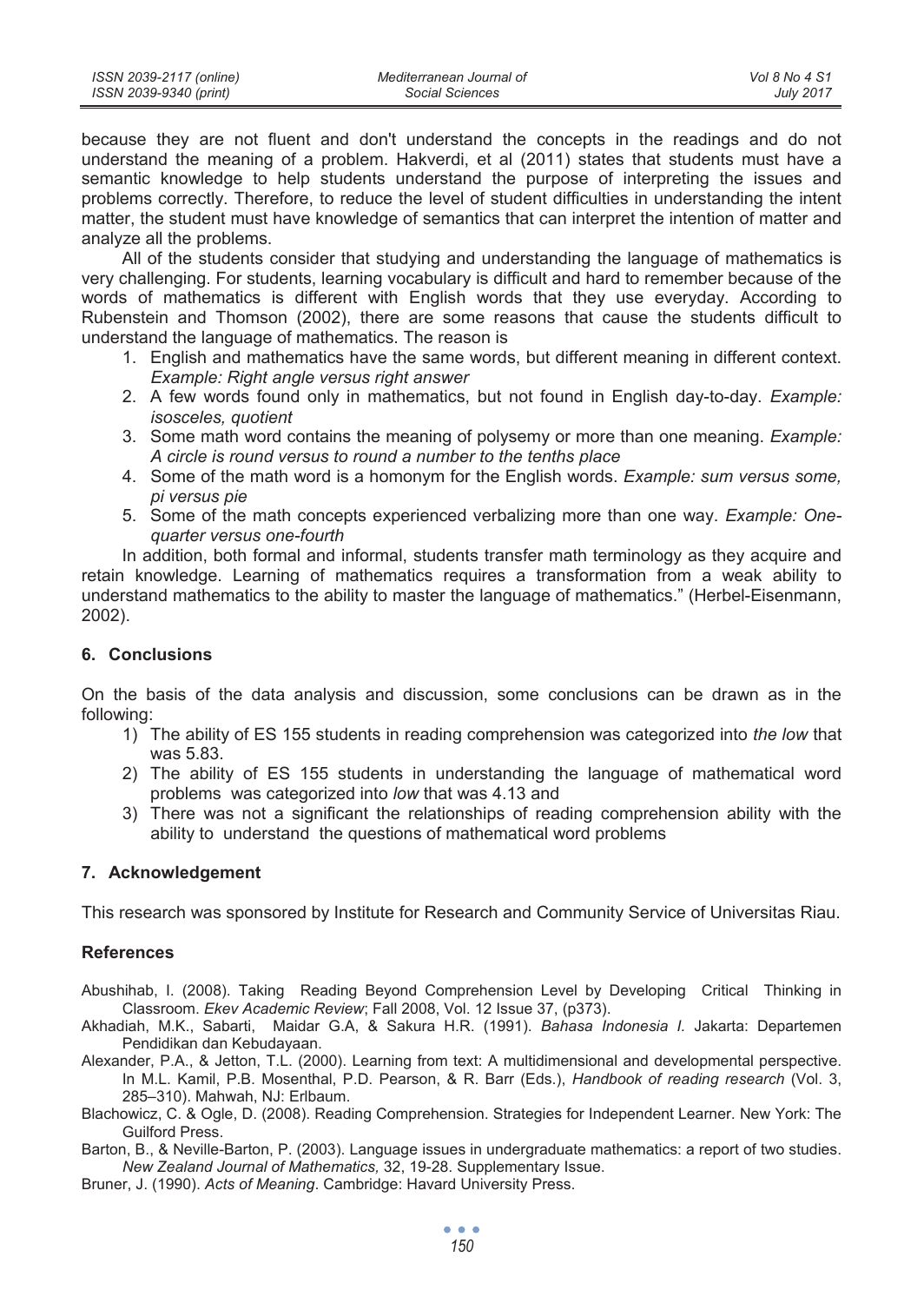because they are not fluent and don't understand the concepts in the readings and do not understand the meaning of a problem. Hakverdi, et al (2011) states that students must have a semantic knowledge to help students understand the purpose of interpreting the issues and problems correctly. Therefore, to reduce the level of student difficulties in understanding the intent matter, the student must have knowledge of semantics that can interpret the intention of matter and analyze all the problems.

All of the students consider that studying and understanding the language of mathematics is very challenging. For students, learning vocabulary is difficult and hard to remember because of the words of mathematics is different with English words that they use everyday. According to Rubenstein and Thomson (2002), there are some reasons that cause the students difficult to understand the language of mathematics. The reason is

1. English and mathematics have the same words, but different meaning in different context. *Example: Right angle versus right answer*
2. A few words found only in mathematics, but not found in English day-to-day. *Example: isosceles, quotient*
3. Some math word contains the meaning of polysemy or more than one meaning. *Example: A circle is round versus to round a number to the tenths place*
4. Some of the math word is a homonym for the English words. *Example: sum versus some, pi versus pie*
5. Some of the math concepts experienced verbalizing more than one way. *Example: One-quarter versus one-fourth*

In addition, both formal and informal, students transfer math terminology as they acquire and retain knowledge. Learning of mathematics requires a transformation from a weak ability to understand mathematics to the ability to master the language of mathematics." (Herbel-Eisenmann, 2002).

## 6. Conclusions

On the basis of the data analysis and discussion, some conclusions can be drawn as in the following:

1) The ability of ES 155 students in reading comprehension was categorized into *the low* that was 5.83.
2) The ability of ES 155 students in understanding the language of mathematical word problems was categorized into *low* that was 4.13 and
3) There was not a significant the relationships of reading comprehension ability with the ability to understand the questions of mathematical word problems

## 7. Acknowledgement

This research was sponsored by Institute for Research and Community Service of Universitas Riau.

### References

Abushihab, I. (2008). Taking Reading Beyond Comprehension Level by Developing Critical Thinking in Classroom. *Ekev Academic Review*; Fall 2008, Vol. 12 Issue 37, (p373).

Akhadiah, M.K., Sabarti, Maidar G.A, & Sakura H.R. (1991). *Bahasa Indonesia I.* Jakarta: Departemen Pendidikan dan Kebudayaan.

Alexander, P.A., & Jetton, T.L. (2000). Learning from text: A multidimensional and developmental perspective. In M.L. Kamil, P.B. Mosenthal, P.D. Pearson, & R. Barr (Eds.), *Handbook of reading research* (Vol. 3, 285–310). Mahwah, NJ: Erlbaum.

Blachowicz, C. & Ogle, D. (2008). Reading Comprehension. Strategies for Independent Learner. New York: The Guilford Press.

Barton, B., & Neville-Barton, P. (2003). Language issues in undergraduate mathematics: a report of two studies. *New Zealand Journal of Mathematics,* 32, 19-28. Supplementary Issue.

Bruner, J. (1990). *Acts of Meaning*. Cambridge: Havard University Press.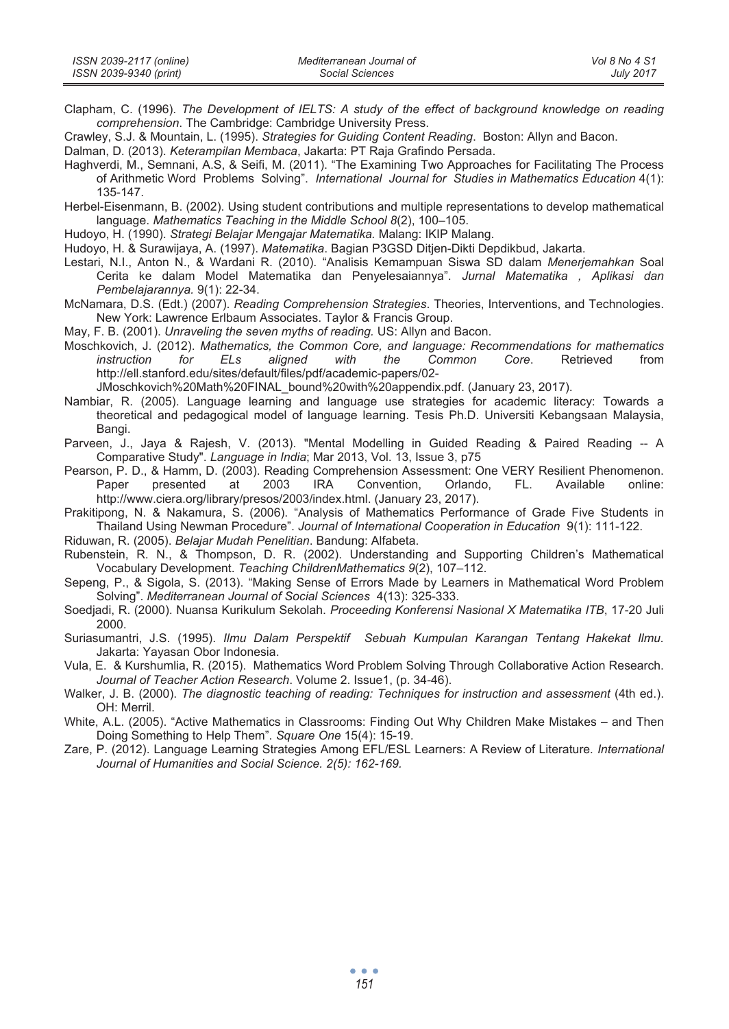Clapham, C. (1996). *The Development of IELTS: A study of the effect of background knowledge on reading comprehension*. The Cambridge: Cambridge University Press.

Crawley, S.J. & Mountain, L. (1995). *Strategies for Guiding Content Reading*. Boston: Allyn and Bacon.

Dalman, D. (2013). *Keterampilan Membaca*, Jakarta: PT Raja Grafindo Persada.

Haghverdi, M., Semnani, A.S, & Seifi, M. (2011). "The Examining Two Approaches for Facilitating The Process of Arithmetic Word Problems Solving". *International Journal for Studies in Mathematics Education* 4(1): 135-147.

Herbel-Eisenmann, B. (2002). Using student contributions and multiple representations to develop mathematical language. *Mathematics Teaching in the Middle School 8*(2), 100–105.

Hudoyo, H. (1990). *Strategi Belajar Mengajar Matematika.* Malang: IKIP Malang.

Hudoyo, H. & Surawijaya, A. (1997). *Matematika*. Bagian P3GSD Ditjen-Dikti Depdikbud, Jakarta.

Lestari, N.I., Anton N., & Wardani R. (2010). "Analisis Kemampuan Siswa SD dalam *Menerjemahkan* Soal Cerita ke dalam Model Matematika dan Penyelesaiannya". *Jurnal Matematika , Aplikasi dan Pembelajarannya.* 9(1): 22-34.

McNamara, D.S. (Edt.) (2007). *Reading Comprehension Strategies*. Theories, Interventions, and Technologies. New York: Lawrence Erlbaum Associates. Taylor & Francis Group.

May, F. B. (2001). *Unraveling the seven myths of reading.* US: Allyn and Bacon.

Moschkovich, J. (2012). *Mathematics, the Common Core, and language: Recommendations for mathematics instruction for ELs aligned with the Common Core*. Retrieved from http://ell.stanford.edu/sites/default/files/pdf/academic-papers/02-JMoschkovich%20Math%20FINAL_bound%20with%20appendix.pdf. (January 23, 2017).

Nambiar, R. (2005). Language learning and language use strategies for academic literacy: Towards a theoretical and pedagogical model of language learning. Tesis Ph.D. Universiti Kebangsaan Malaysia, Bangi.

Parveen, J., Jaya & Rajesh, V. (2013). "Mental Modelling in Guided Reading & Paired Reading -- A Comparative Study". *Language in India*; Mar 2013, Vol. 13, Issue 3, p75

Pearson, P. D., & Hamm, D. (2003). Reading Comprehension Assessment: One VERY Resilient Phenomenon. Paper presented at 2003 IRA Convention, Orlando, FL. Available online: http://www.ciera.org/library/presos/2003/index.html. (January 23, 2017).

Prakitipong, N. & Nakamura, S. (2006). "Analysis of Mathematics Performance of Grade Five Students in Thailand Using Newman Procedure". *Journal of International Cooperation in Education* 9(1): 111-122.

Riduwan, R. (2005). *Belajar Mudah Penelitian*. Bandung: Alfabeta.

Rubenstein, R. N., & Thompson, D. R. (2002). Understanding and Supporting Children's Mathematical Vocabulary Development. *Teaching ChildrenMathematics 9*(2), 107–112.

Sepeng, P., & Sigola, S. (2013). "Making Sense of Errors Made by Learners in Mathematical Word Problem Solving". *Mediterranean Journal of Social Sciences* 4(13): 325-333.

Soedjadi, R. (2000). Nuansa Kurikulum Sekolah. *Proceeding Konferensi Nasional X Matematika ITB*, 17-20 Juli 2000.

Suriasumantri, J.S. (1995). *Ilmu Dalam Perspektif Sebuah Kumpulan Karangan Tentang Hakekat Ilmu.* Jakarta: Yayasan Obor Indonesia.

Vula, E. & Kurshumlia, R. (2015). Mathematics Word Problem Solving Through Collaborative Action Research. *Journal of Teacher Action Research*. Volume 2. Issue1, (p. 34-46).

Walker, J. B. (2000). *The diagnostic teaching of reading: Techniques for instruction and assessment* (4th ed.). OH: Merril.

White, A.L. (2005). "Active Mathematics in Classrooms: Finding Out Why Children Make Mistakes – and Then Doing Something to Help Them". *Square One* 15(4): 15-19.

Zare, P. (2012). Language Learning Strategies Among EFL/ESL Learners: A Review of Literature. *International Journal of Humanities and Social Science. 2(5): 162-169.*